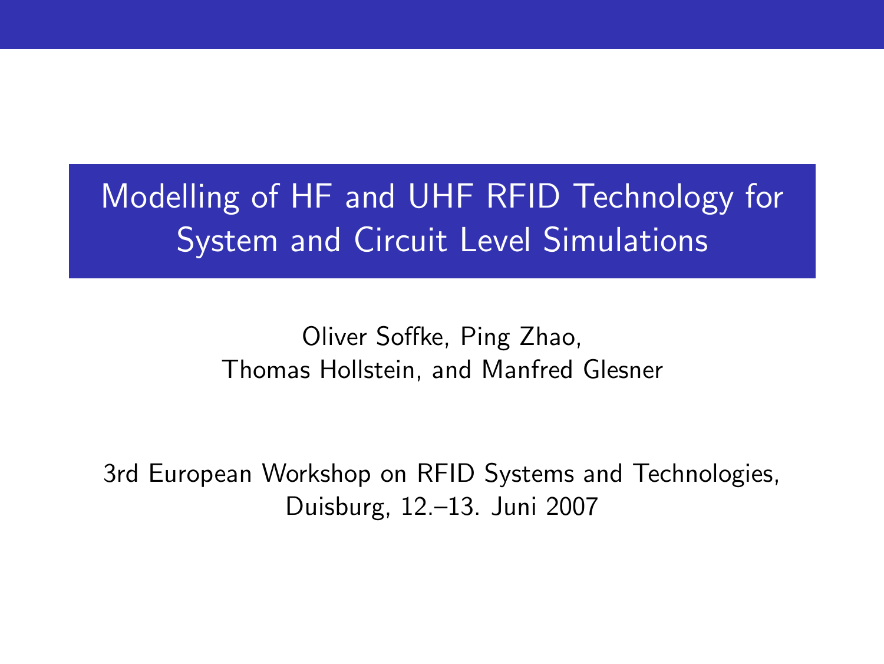# Modelling of HF and UHF RFID Technology for System and Circuit Level Simulations

Oliver Soffke, Ping Zhao,
Thomas Hollstein, and Manfred Glesner

3rd European Workshop on RFID Systems and Technologies,
Duisburg, 12.–13. Juni 2007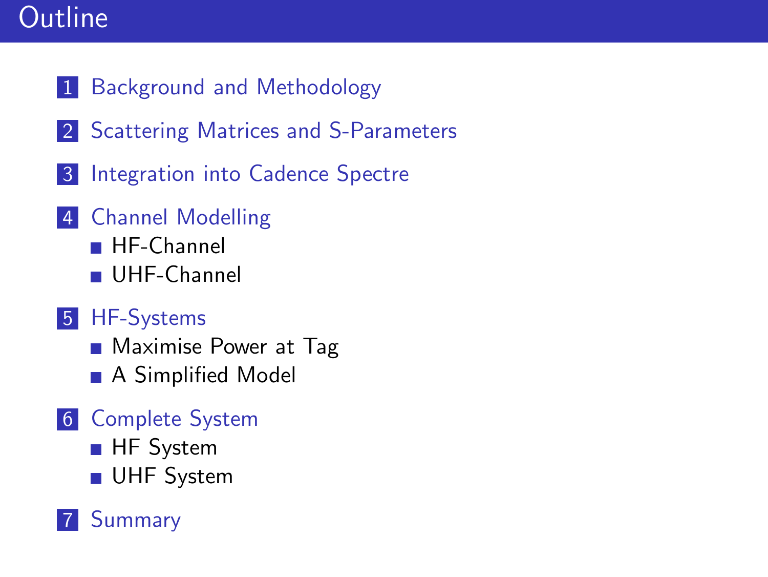# Outline

1. Background and Methodology
2. Scattering Matrices and S-Parameters
3. Integration into Cadence Spectre
4. Channel Modelling
   - HF-Channel
   - UHF-Channel
5. HF-Systems
   - Maximise Power at Tag
   - A Simplified Model
6. Complete System
   - HF System
   - UHF System
7. Summary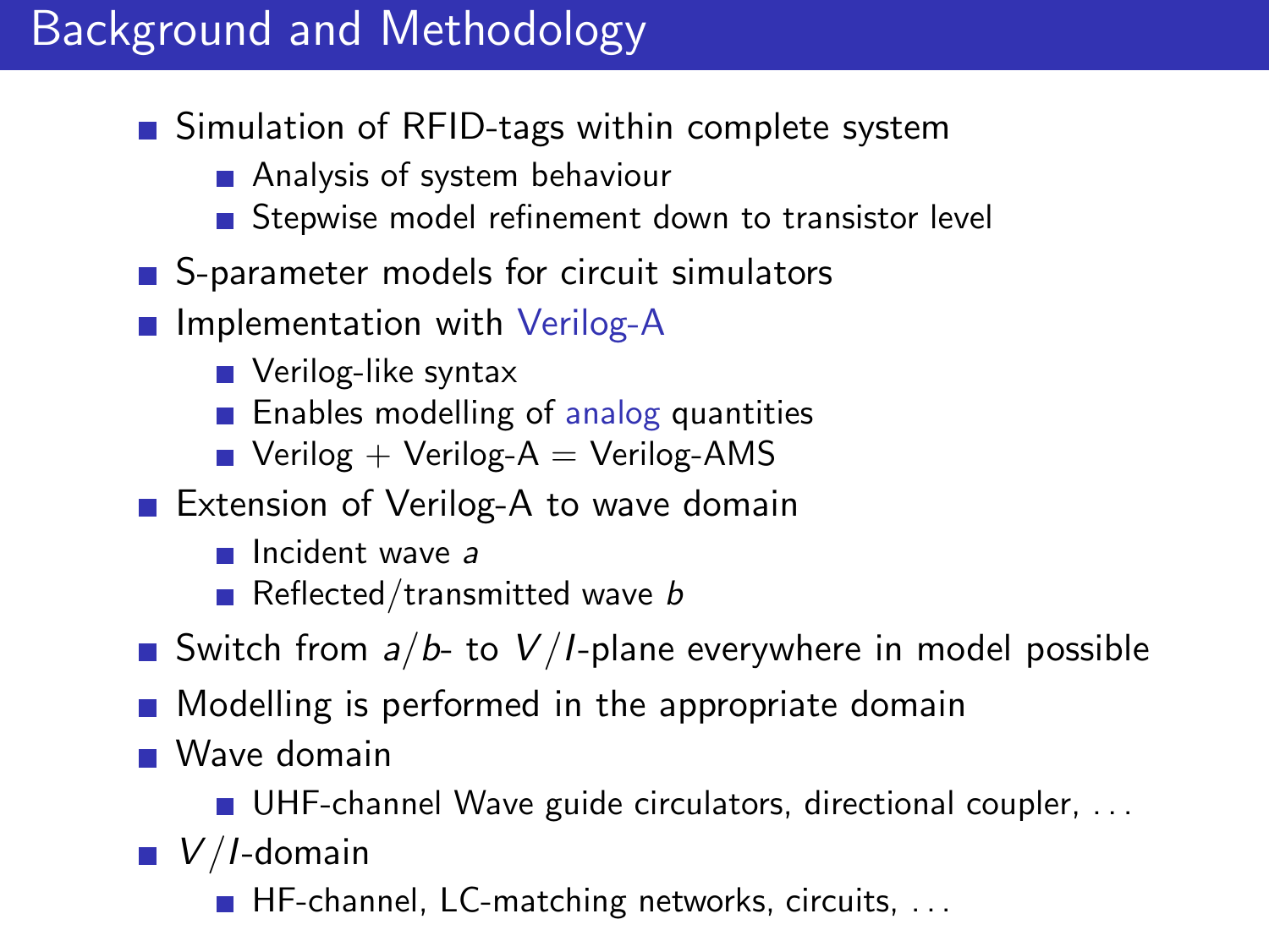# Background and Methodology

- Simulation of RFID-tags within complete system
  - Analysis of system behaviour
  - Stepwise model refinement down to transistor level
- S-parameter models for circuit simulators
- Implementation with Verilog-A
  - Verilog-like syntax
  - Enables modelling of analog quantities
  - Verilog + Verilog-A = Verilog-AMS
- Extension of Verilog-A to wave domain
  - Incident wave $a$
  - Reflected/transmitted wave $b$
- Switch from $a/b$- to $V/I$-plane everywhere in model possible
- Modelling is performed in the appropriate domain
- Wave domain
  - UHF-channel Wave guide circulators, directional coupler, ...
- $V/I$-domain
  - HF-channel, LC-matching networks, circuits, ...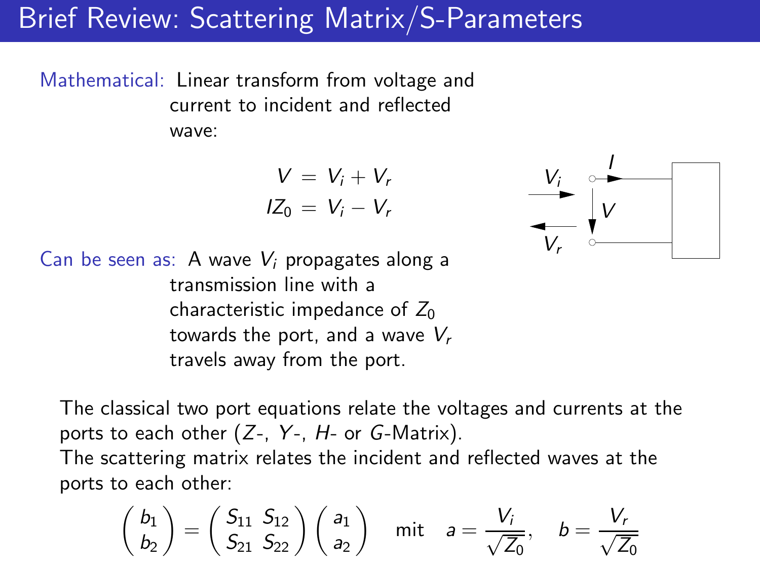# Brief Review: Scattering Matrix/S-Parameters

**Mathematical:** Linear transform from voltage and current to incident and reflected wave:

$$
\begin{aligned}
V &= V_i + V_r \\
IZ_0 &= V_i - V_r
\end{aligned}
$$

**Can be seen as:** A wave $V_i$ propagates along a transmission line with a characteristic impedance of $Z_0$ towards the port, and a wave $V_r$ travels away from the port.

The classical two port equations relate the voltages and currents at the ports to each other ($Z$-, $Y$-, $H$- or $G$-Matrix).
The scattering matrix relates the incident and reflected waves at the ports to each other:

$$
\begin{pmatrix} b_1 \\ b_2 \end{pmatrix} = \begin{pmatrix} S_{11} & S_{12} \\ S_{21} & S_{22} \end{pmatrix} \begin{pmatrix} a_1 \\ a_2 \end{pmatrix} \quad \text{mit} \quad a = \frac{V_i}{\sqrt{Z_0}}, \quad b = \frac{V_r}{\sqrt{Z_0}}
$$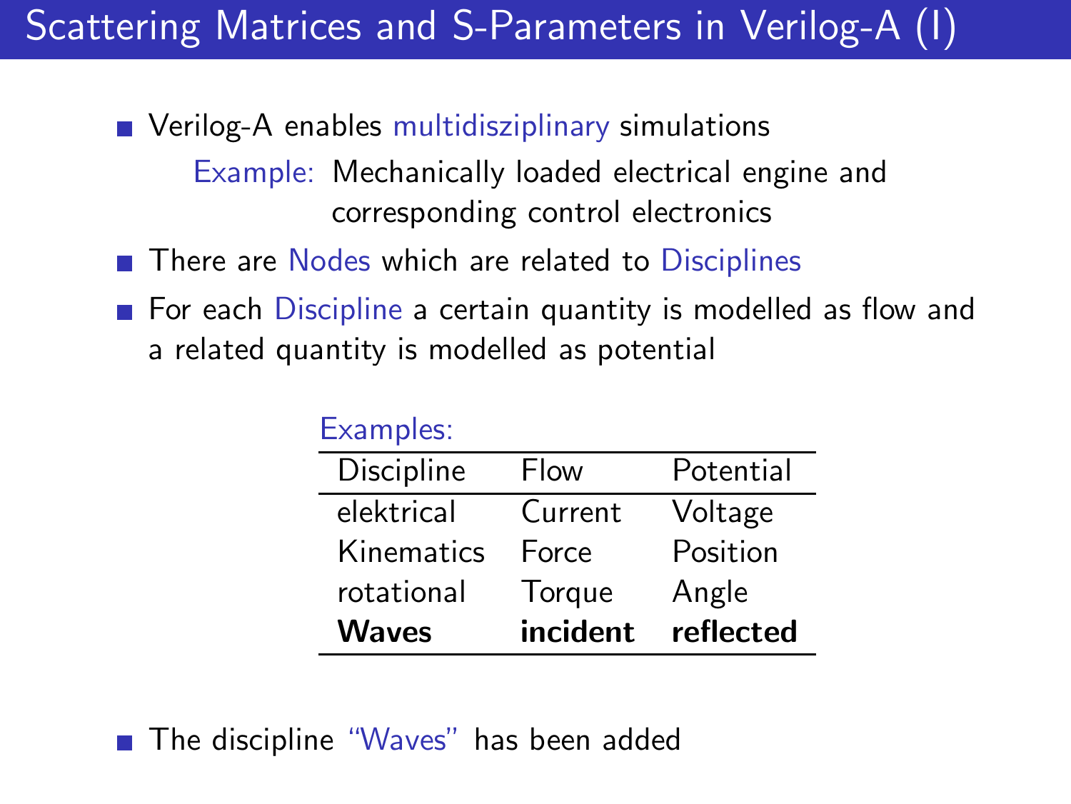# Scattering Matrices and S-Parameters in Verilog-A (I)

- Verilog-A enables multidisziplinary simulations

  Example: Mechanically loaded electrical engine and corresponding control electronics

- There are Nodes which are related to Disciplines
- For each Discipline a certain quantity is modelled as flow and a related quantity is modelled as potential

Examples:

| Discipline | Flow | Potential |
|---|---|---|
| elektrical | Current | Voltage |
| Kinematics | Force | Position |
| rotational | Torque | Angle |
| **Waves** | **incident** | **reflected** |

- The discipline “Waves” has been added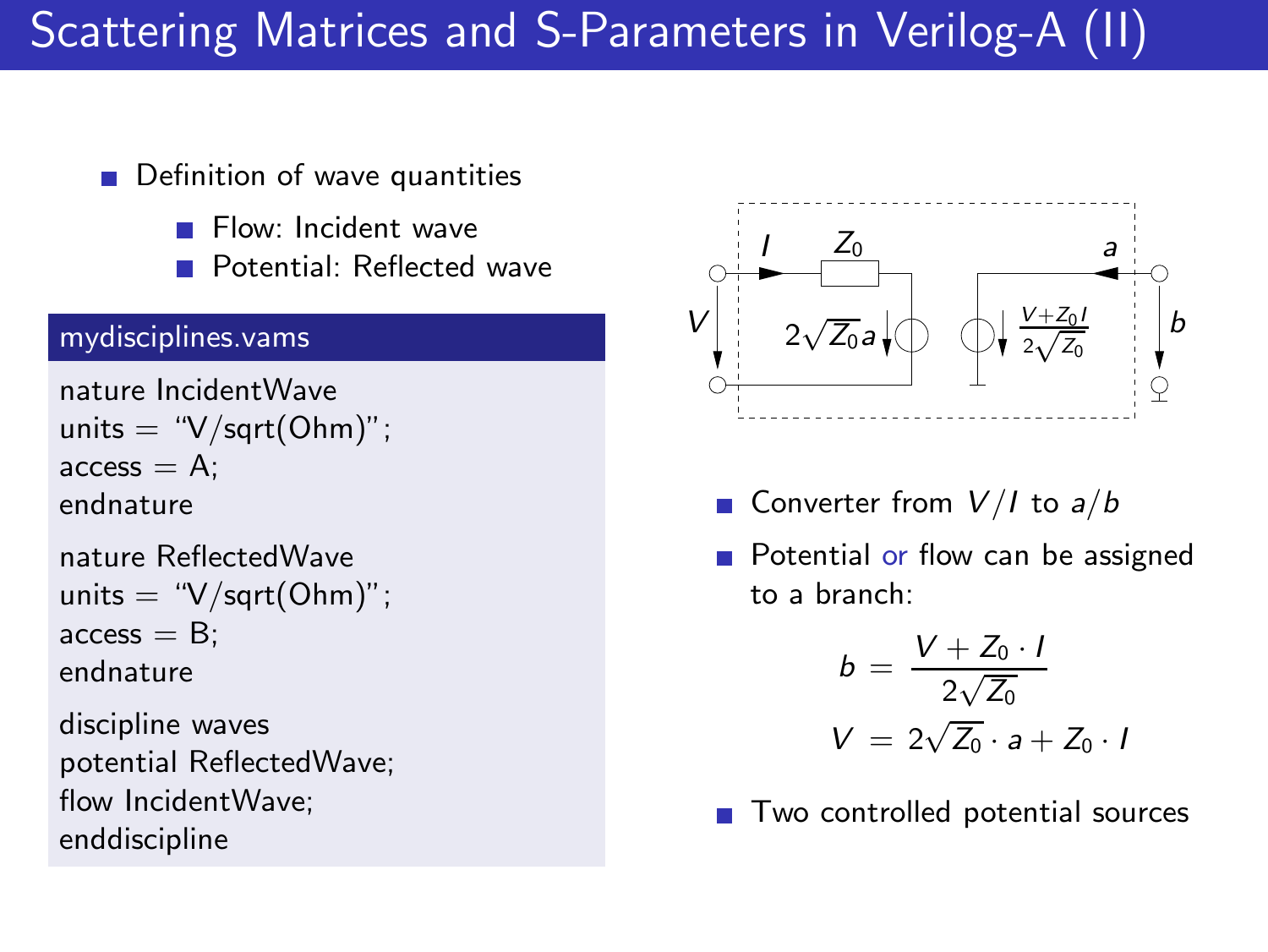# Scattering Matrices and S-Parameters in Verilog-A (II)

- Definition of wave quantities
  - Flow: Incident wave
  - Potential: Reflected wave

**mydisciplines.vams**

```
nature IncidentWave
units = "V/sqrt(Ohm)";
access = A;
endnature

nature ReflectedWave
units = "V/sqrt(Ohm)";
access = B;
endnature

discipline waves
potential ReflectedWave;
flow IncidentWave;
enddiscipline
```

- Converter from $V/I$ to $a/b$
- Potential or flow can be assigned to a branch:

$$b = \frac{V + Z_0 \cdot I}{2\sqrt{Z_0}}$$

$$V = 2\sqrt{Z_0} \cdot a + Z_0 \cdot I$$

- Two controlled potential sources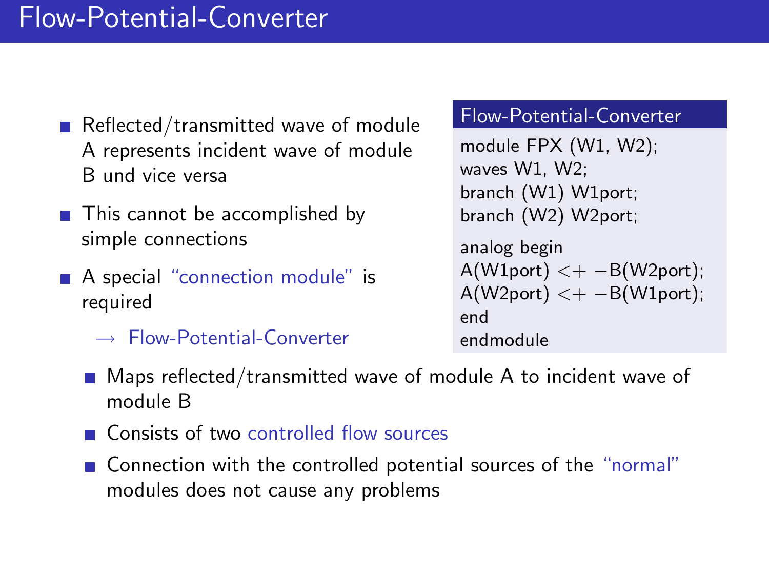# Flow-Potential-Converter

- Reflected/transmitted wave of module A represents incident wave of module B und vice versa
- This cannot be accomplished by simple connections
- A special "connection module" is required
  - → Flow-Potential-Converter

**Flow-Potential-Converter**

```
module FPX (W1, W2);
waves W1, W2;
branch (W1) W1port;
branch (W2) W2port;

analog begin
A(W1port) <+ −B(W2port);
A(W2port) <+ −B(W1port);
end
endmodule
```

- Maps reflected/transmitted wave of module A to incident wave of module B
- Consists of two controlled flow sources
- Connection with the controlled potential sources of the "normal" modules does not cause any problems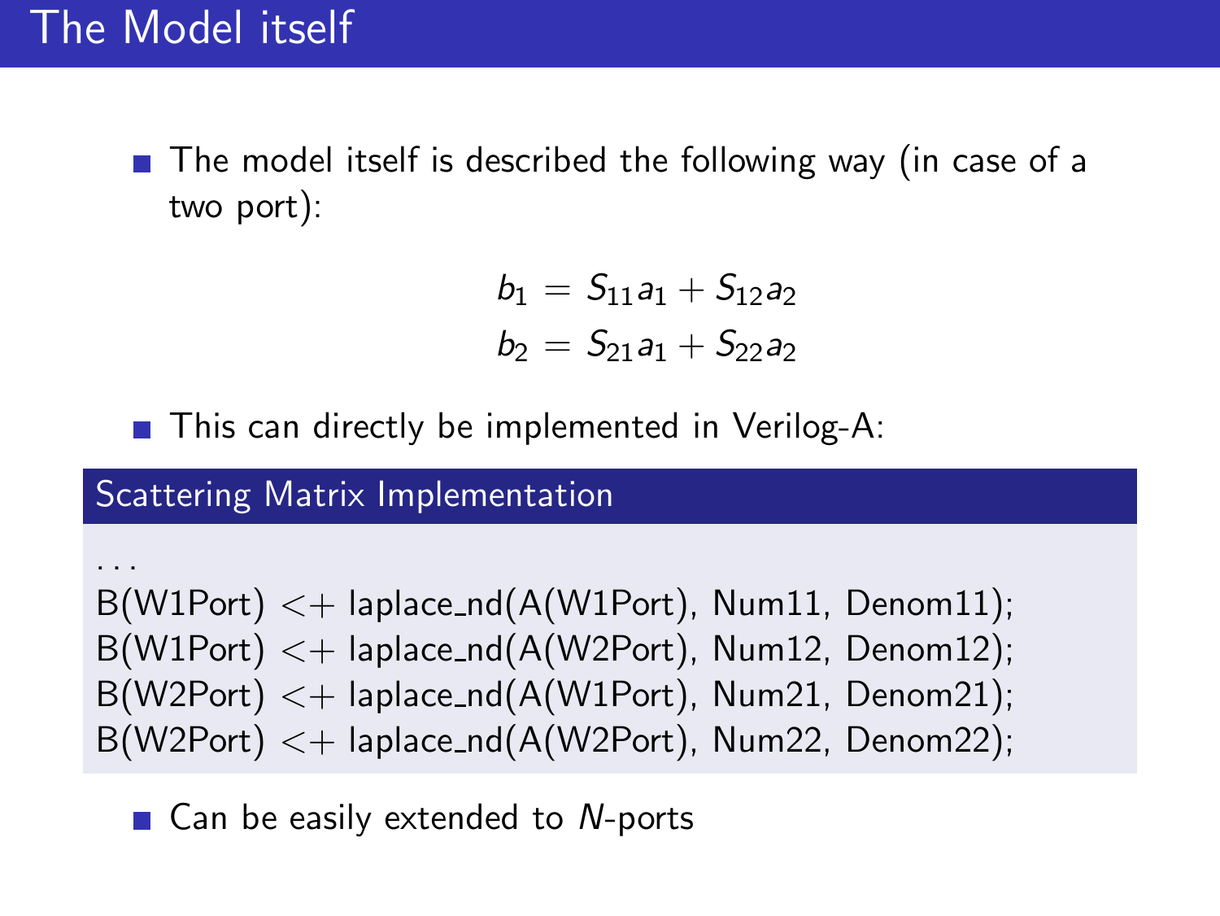# The Model itself

- The model itself is described the following way (in case of a two port):

$$
\begin{aligned}
b_1 &= S_{11}a_1 + S_{12}a_2 \\
b_2 &= S_{21}a_1 + S_{22}a_2
\end{aligned}
$$

- This can directly be implemented in Verilog-A:

**Scattering Matrix Implementation**

```
...
B(W1Port) <+ laplace_nd(A(W1Port), Num11, Denom11);
B(W1Port) <+ laplace_nd(A(W2Port), Num12, Denom12);
B(W2Port) <+ laplace_nd(A(W1Port), Num21, Denom21);
B(W2Port) <+ laplace_nd(A(W2Port), Num22, Denom22);
```

- Can be easily extended to $N$-ports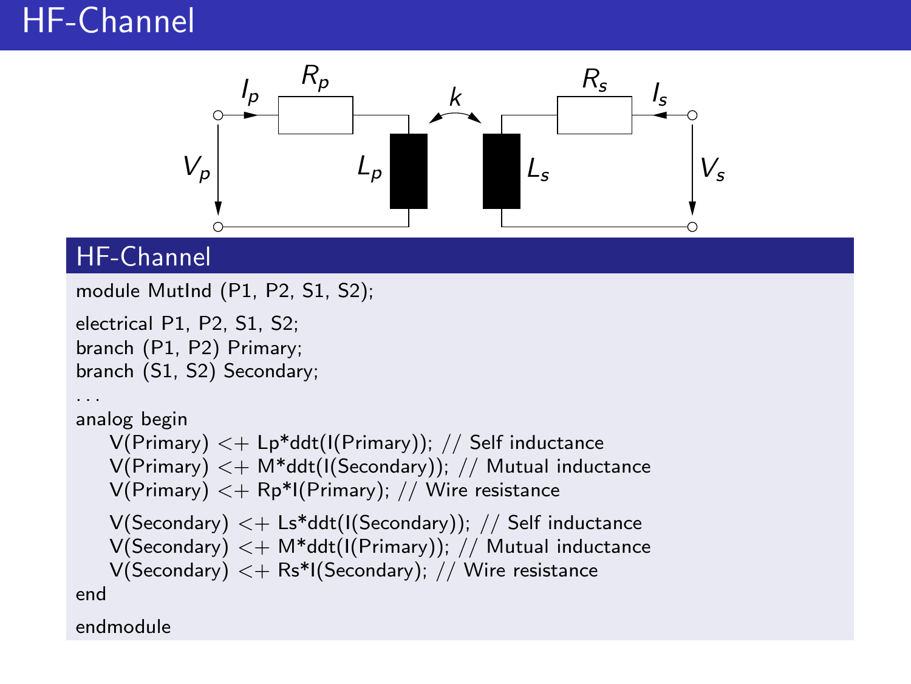# HF-Channel

## HF-Channel

```
module MutInd (P1, P2, S1, S2);

electrical P1, P2, S1, S2;
branch (P1, P2) Primary;
branch (S1, S2) Secondary;
...
analog begin
    V(Primary) <+ Lp*ddt(I(Primary)); // Self inductance
    V(Primary) <+ M*ddt(I(Secondary)); // Mutual inductance
    V(Primary) <+ Rp*I(Primary); // Wire resistance

    V(Secondary) <+ Ls*ddt(I(Secondary)); // Self inductance
    V(Secondary) <+ M*ddt(I(Primary)); // Mutual inductance
    V(Secondary) <+ Rs*I(Secondary); // Wire resistance
end

endmodule
```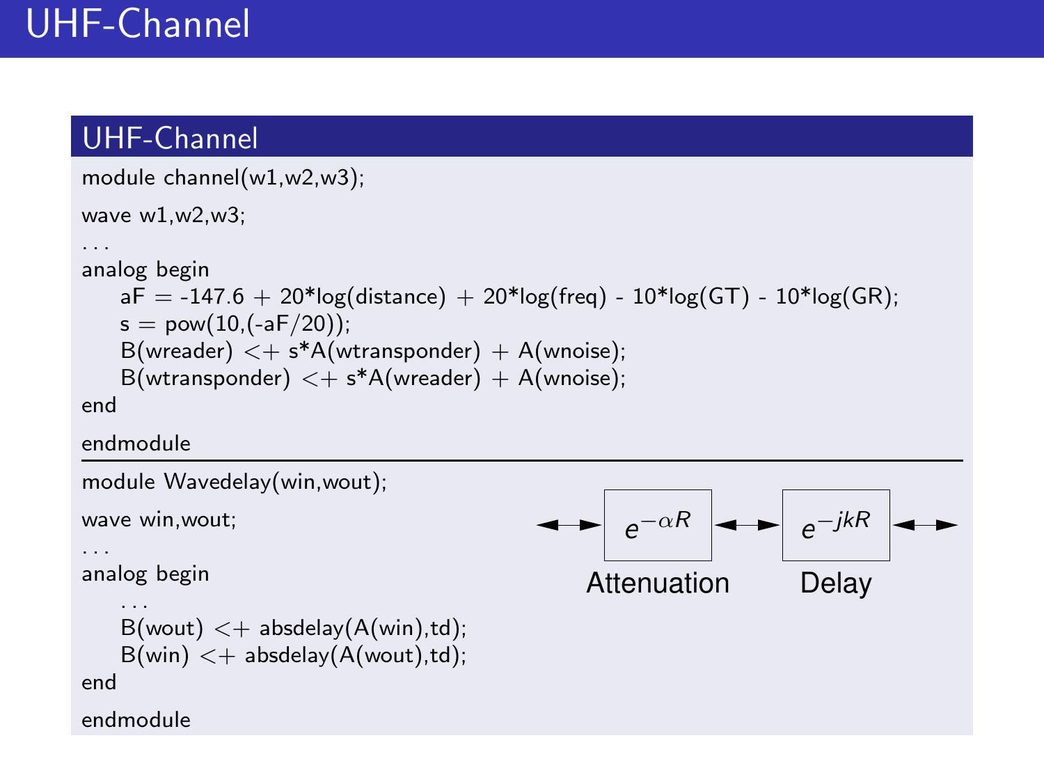# UHF-Channel

## UHF-Channel

```
module channel(w1,w2,w3);
wave w1,w2,w3;
. . .
analog begin
    aF = -147.6 + 20*log(distance) + 20*log(freq) - 10*log(GT) - 10*log(GR);
    s = pow(10,(-aF/20));
    B(wreader) <+ s*A(wtransponder) + A(wnoise);
    B(wtransponder) <+ s*A(wreader) + A(wnoise);
end
endmodule
```

---

```
module Wavedelay(win,wout);
wave win,wout;
. . .
analog begin
    . . .
    B(wout) <+ absdelay(A(win),td);
    B(win) <+ absdelay(A(wout),td);
end
endmodule
```

$\longleftrightarrow$ $e^{-\alpha R}$ $\longleftrightarrow$ $e^{-jkR}$ $\longleftrightarrow$

Attenuation Delay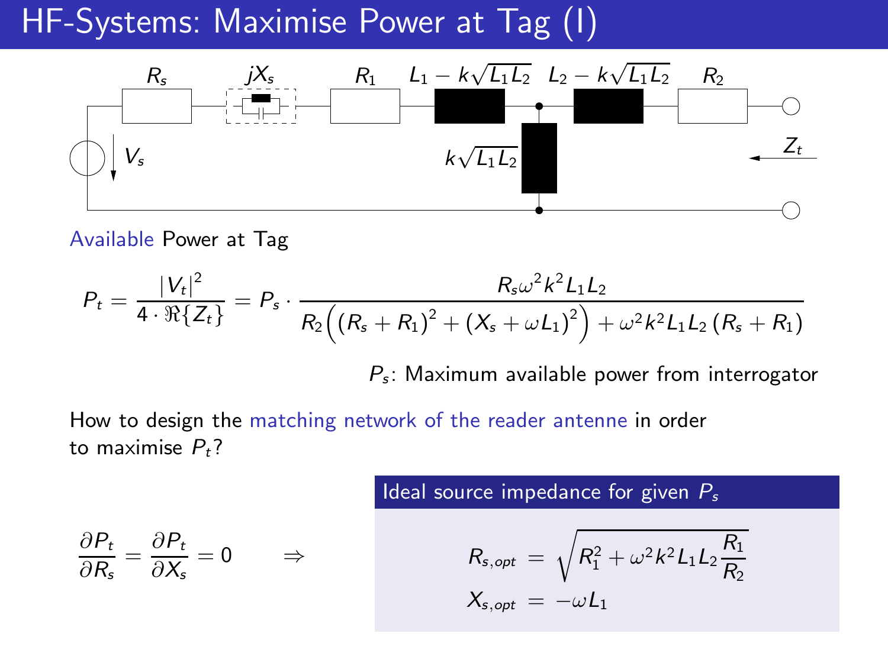# HF-Systems: Maximise Power at Tag (I)

Available Power at Tag

$$P_t = \frac{|V_t|^2}{4 \cdot \Re\{Z_t\}} = P_s \cdot \frac{R_s \omega^2 k^2 L_1 L_2}{R_2\Big((R_s + R_1)^2 + (X_s + \omega L_1)^2\Big) + \omega^2 k^2 L_1 L_2 \,(R_s + R_1)}$$

$P_s$: Maximum available power from interrogator

How to design the matching network of the reader antenne in order to maximise $P_t$?

$$\frac{\partial P_t}{\partial R_s} = \frac{\partial P_t}{\partial X_s} = 0 \qquad \Rightarrow$$

**Ideal source impedance for given $P_s$**

$$R_{s,opt} = \sqrt{R_1^2 + \omega^2 k^2 L_1 L_2 \frac{R_1}{R_2}}$$

$$X_{s,opt} = -\omega L_1$$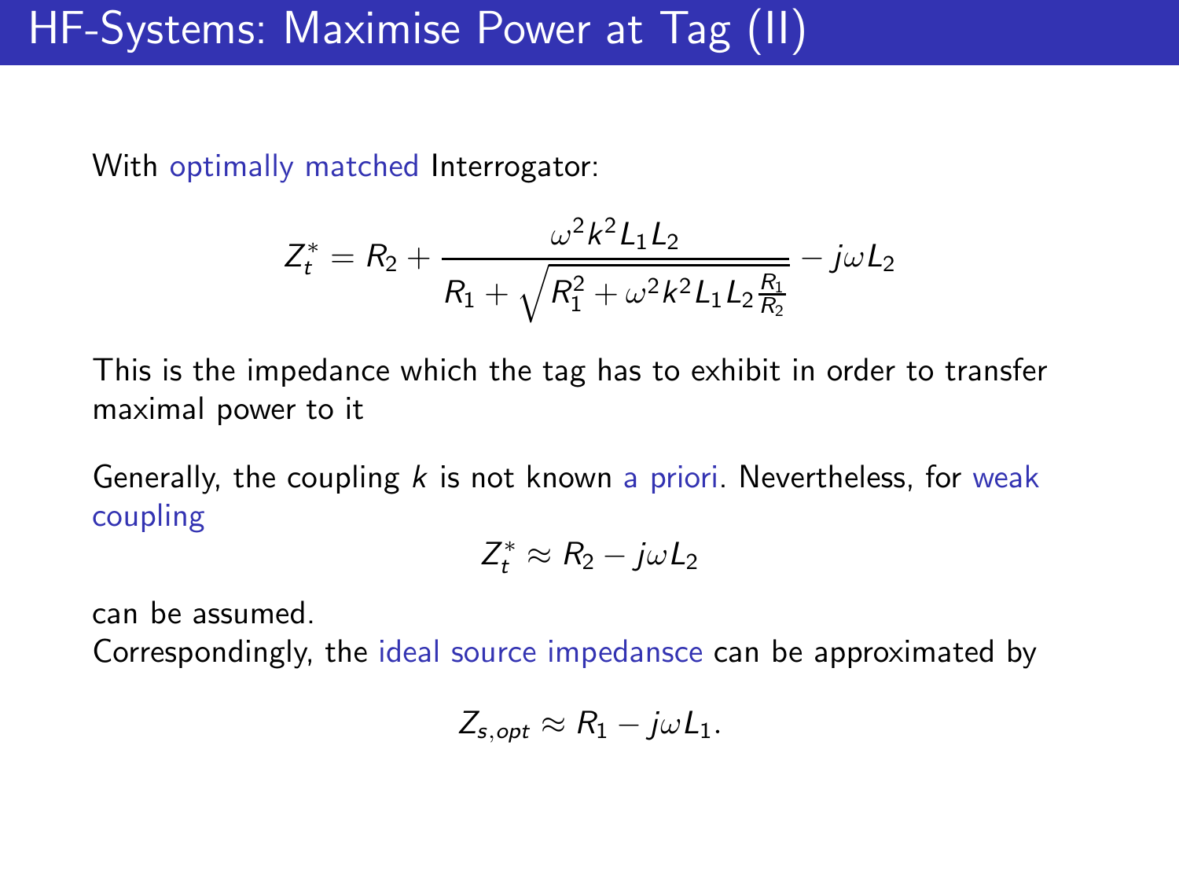# HF-Systems: Maximise Power at Tag (II)

With optimally matched Interrogator:

$$Z_t^* = R_2 + \frac{\omega^2 k^2 L_1 L_2}{R_1 + \sqrt{R_1^2 + \omega^2 k^2 L_1 L_2 \frac{R_1}{R_2}}} - j\omega L_2$$

This is the impedance which the tag has to exhibit in order to transfer maximal power to it

Generally, the coupling $k$ is not known a priori. Nevertheless, for weak coupling

$$Z_t^* \approx R_2 - j\omega L_2$$

can be assumed.

Correspondingly, the ideal source impedansce can be approximated by

$$Z_{s,opt} \approx R_1 - j\omega L_1.$$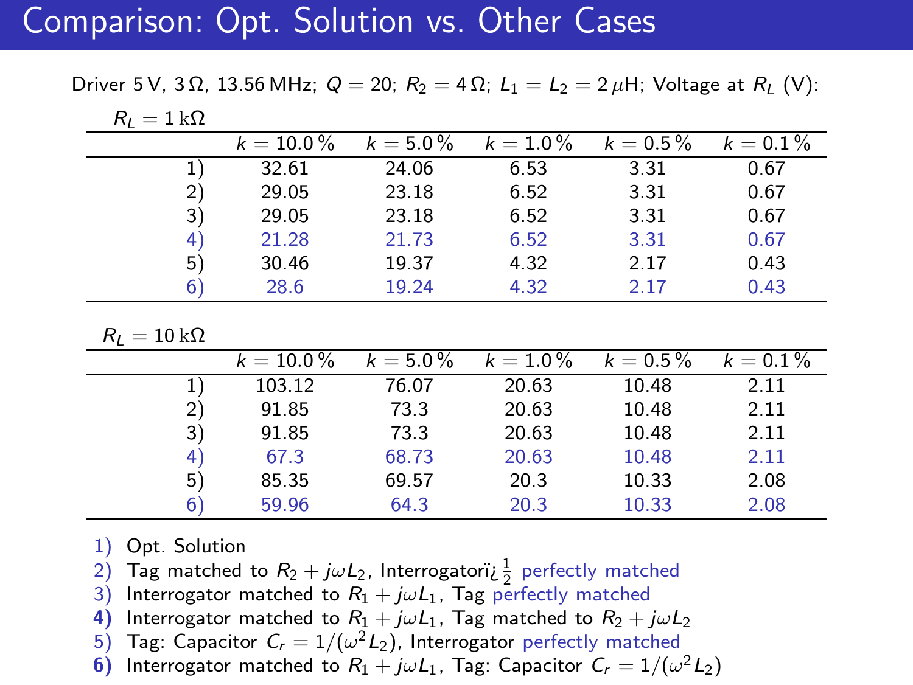# Comparison: Opt. Solution vs. Other Cases

Driver 5 V, 3 Ω, 13.56 MHz; $Q = 20$; $R_2 = 4\,\Omega$; $L_1 = L_2 = 2\,\mu$H; Voltage at $R_L$ (V):

$R_L = 1\,\text{k}\Omega$

| | $k = 10.0\,\%$ | $k = 5.0\,\%$ | $k = 1.0\,\%$ | $k = 0.5\,\%$ | $k = 0.1\,\%$ |
|---|---|---|---|---|---|
| 1) | 32.61 | 24.06 | 6.53 | 3.31 | 0.67 |
| 2) | 29.05 | 23.18 | 6.52 | 3.31 | 0.67 |
| 3) | 29.05 | 23.18 | 6.52 | 3.31 | 0.67 |
| 4) | 21.28 | 21.73 | 6.52 | 3.31 | 0.67 |
| 5) | 30.46 | 19.37 | 4.32 | 2.17 | 0.43 |
| 6) | 28.6 | 19.24 | 4.32 | 2.17 | 0.43 |

$R_L = 10\,\text{k}\Omega$

| | $k = 10.0\,\%$ | $k = 5.0\,\%$ | $k = 1.0\,\%$ | $k = 0.5\,\%$ | $k = 0.1\,\%$ |
|---|---|---|---|---|---|
| 1) | 103.12 | 76.07 | 20.63 | 10.48 | 2.11 |
| 2) | 91.85 | 73.3 | 20.63 | 10.48 | 2.11 |
| 3) | 91.85 | 73.3 | 20.63 | 10.48 | 2.11 |
| 4) | 67.3 | 68.73 | 20.63 | 10.48 | 2.11 |
| 5) | 85.35 | 69.57 | 20.3 | 10.33 | 2.08 |
| 6) | 59.96 | 64.3 | 20.3 | 10.33 | 2.08 |

1) Opt. Solution
2) Tag matched to $R_2 + j\omega L_2$, Interrogatorï¿½ perfectly matched
3) Interrogator matched to $R_1 + j\omega L_1$, Tag perfectly matched
4) Interrogator matched to $R_1 + j\omega L_1$, Tag matched to $R_2 + j\omega L_2$
5) Tag: Capacitor $C_r = 1/(\omega^2 L_2)$, Interrogator perfectly matched
6) Interrogator matched to $R_1 + j\omega L_1$, Tag: Capacitor $C_r = 1/(\omega^2 L_2)$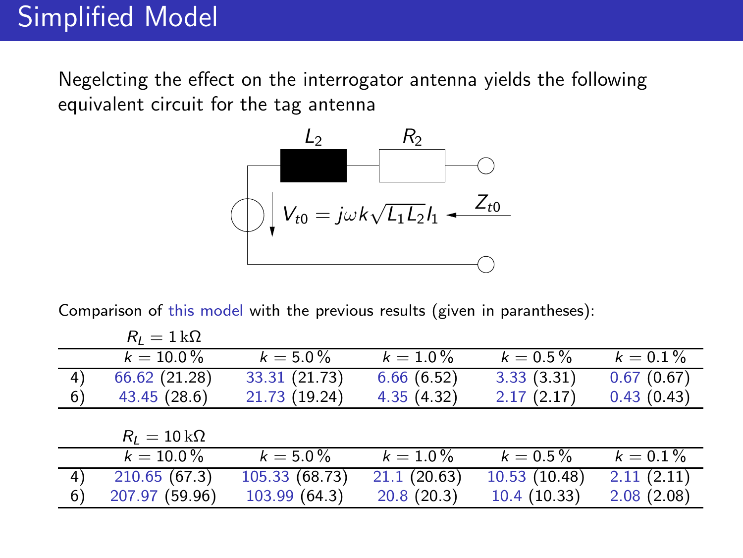# Simplified Model

Negelcting the effect on the interrogator antenna yields the following equivalent circuit for the tag antenna

$L_2$ $R_2$

$V_{t0} = j\omega k\sqrt{L_1 L_2} I_1$ $Z_{t0}$

Comparison of this model with the previous results (given in parantheses):

$R_L = 1\,\mathrm{k}\Omega$

| | $k = 10.0\,\%$ | $k = 5.0\,\%$ | $k = 1.0\,\%$ | $k = 0.5\,\%$ | $k = 0.1\,\%$ |
|---|---|---|---|---|---|
| 4) | 66.62 (21.28) | 33.31 (21.73) | 6.66 (6.52) | 3.33 (3.31) | 0.67 (0.67) |
| 6) | 43.45 (28.6) | 21.73 (19.24) | 4.35 (4.32) | 2.17 (2.17) | 0.43 (0.43) |

$R_L = 10\,\mathrm{k}\Omega$

| | $k = 10.0\,\%$ | $k = 5.0\,\%$ | $k = 1.0\,\%$ | $k = 0.5\,\%$ | $k = 0.1\,\%$ |
|---|---|---|---|---|---|
| 4) | 210.65 (67.3) | 105.33 (68.73) | 21.1 (20.63) | 10.53 (10.48) | 2.11 (2.11) |
| 6) | 207.97 (59.96) | 103.99 (64.3) | 20.8 (20.3) | 10.4 (10.33) | 2.08 (2.08) |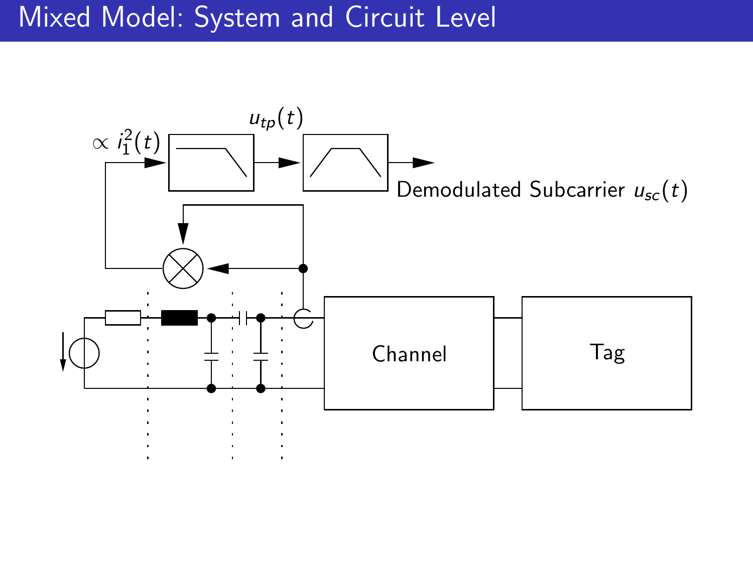# Mixed Model: System and Circuit Level

$\propto i_1^2(t)$

$u_{tp}(t)$

Demodulated Subcarrier $u_{sc}(t)$

Channel

Tag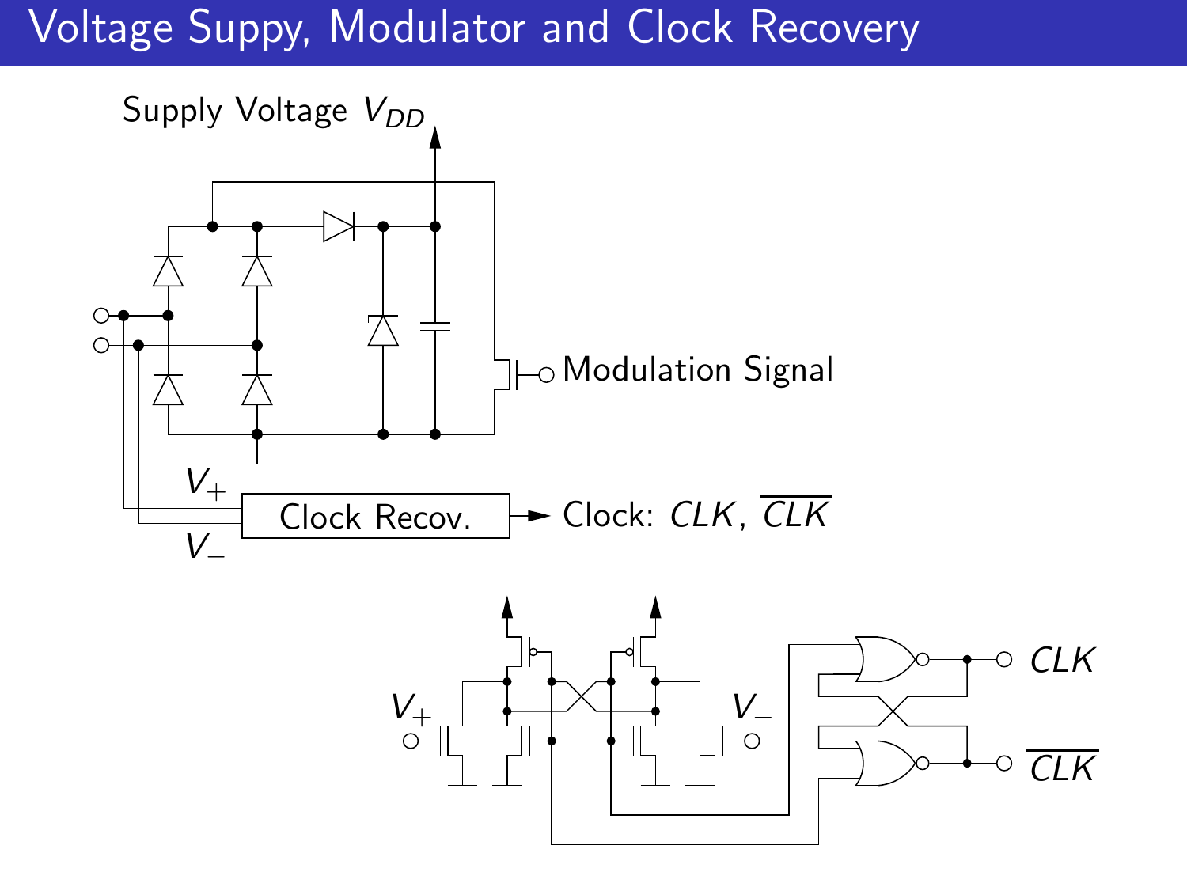# Voltage Suppy, Modulator and Clock Recovery

Supply Voltage $V_{DD}$

Modulation Signal

$V_+$

Clock Recov.

$V_-$

Clock: $CLK$, $\overline{CLK}$

$V_+$

$V_-$

$CLK$

$\overline{CLK}$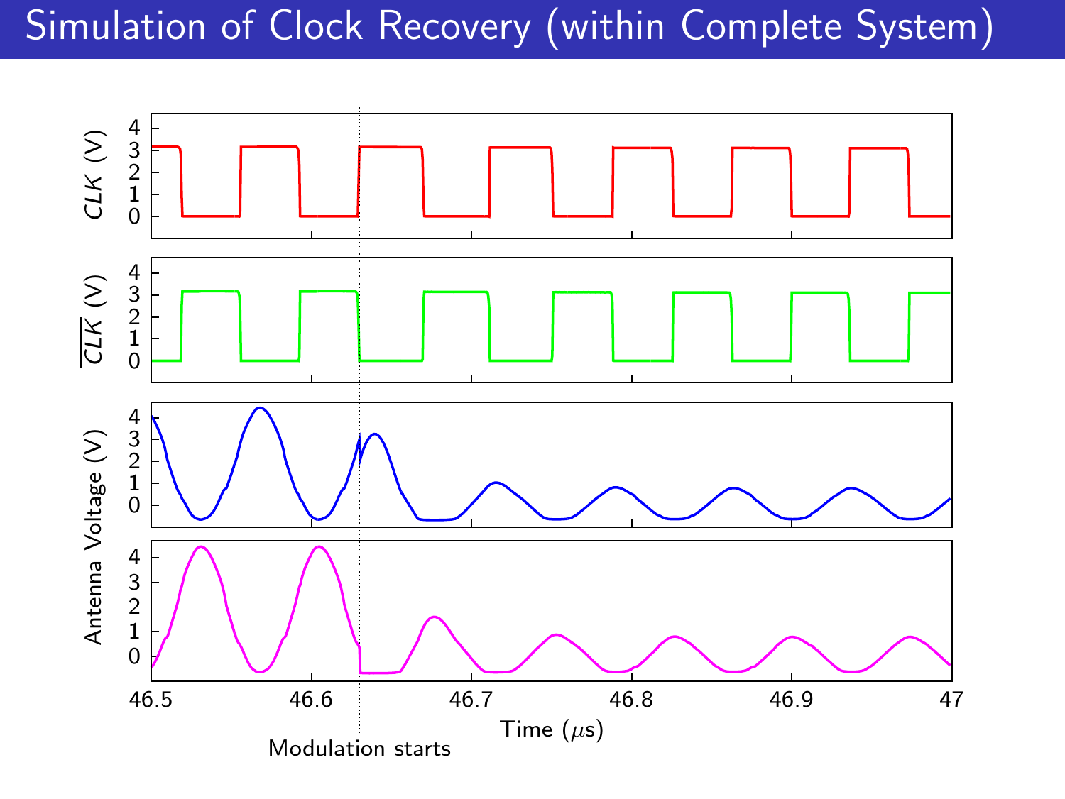# Simulation of Clock Recovery (within Complete System)

CLK (V)

$\overline{CLK}$ (V)

Antenna Voltage (V)

Time ($\mu$s)

Modulation starts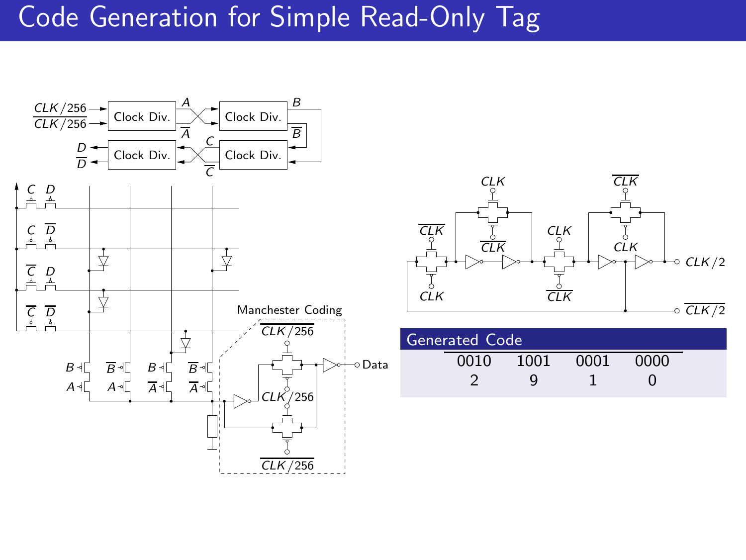# Code Generation for Simple Read-Only Tag

## Generated Code

| 0010 | 1001 | 0001 | 0000 |
|---|---|---|---|
| 2 | 9 | 1 | 0 |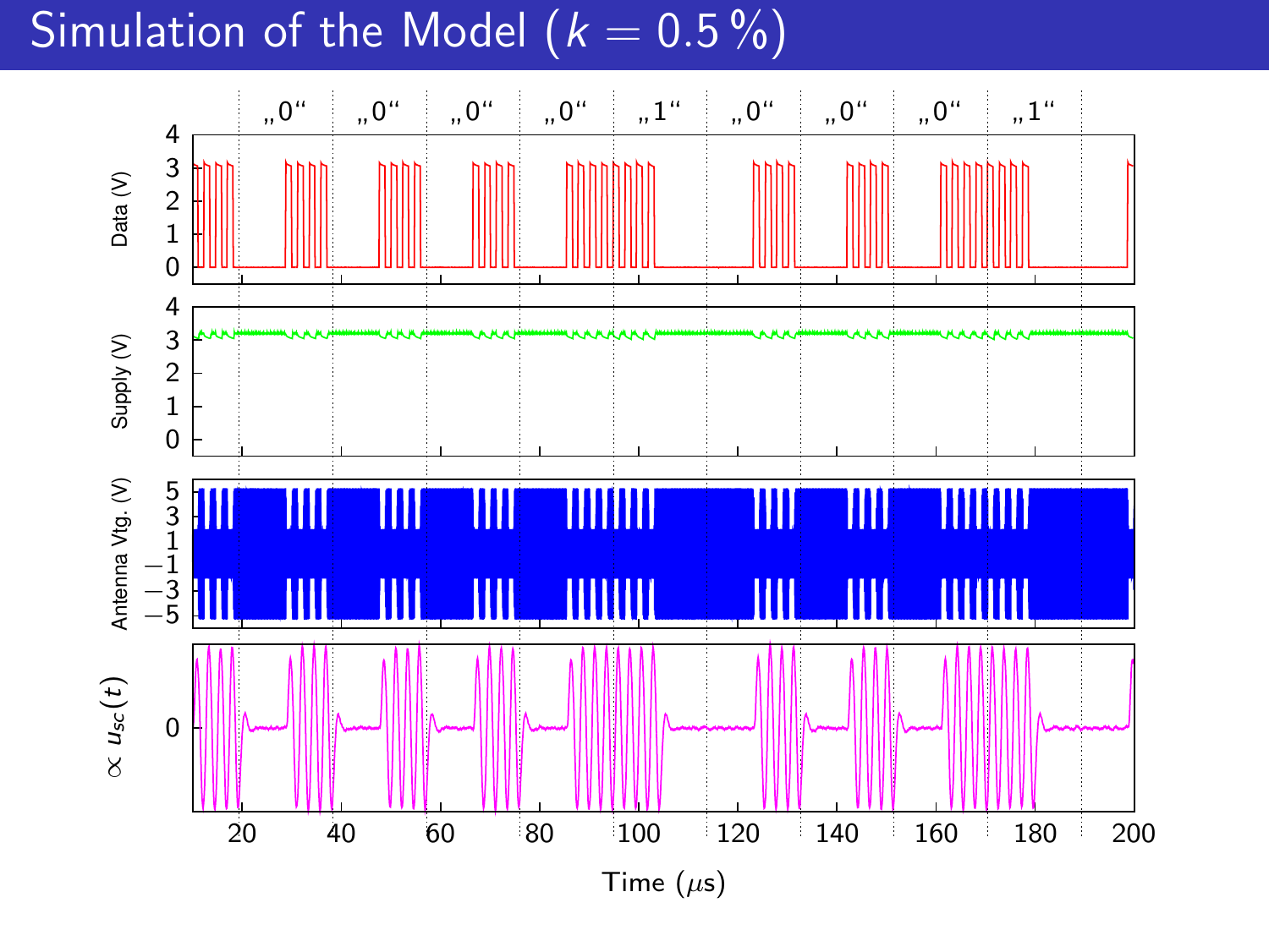# Simulation of the Model ($k = 0.5\,\%$)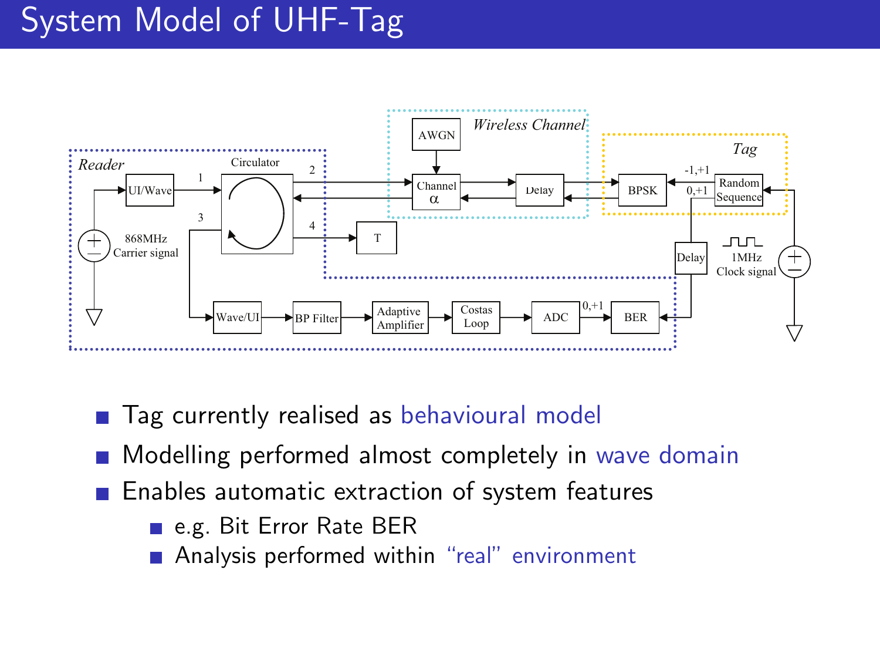# System Model of UHF-Tag

- Tag currently realised as behavioural model
- Modelling performed almost completely in wave domain
- Enables automatic extraction of system features
  - e.g. Bit Error Rate BER
  - Analysis performed within “real” environment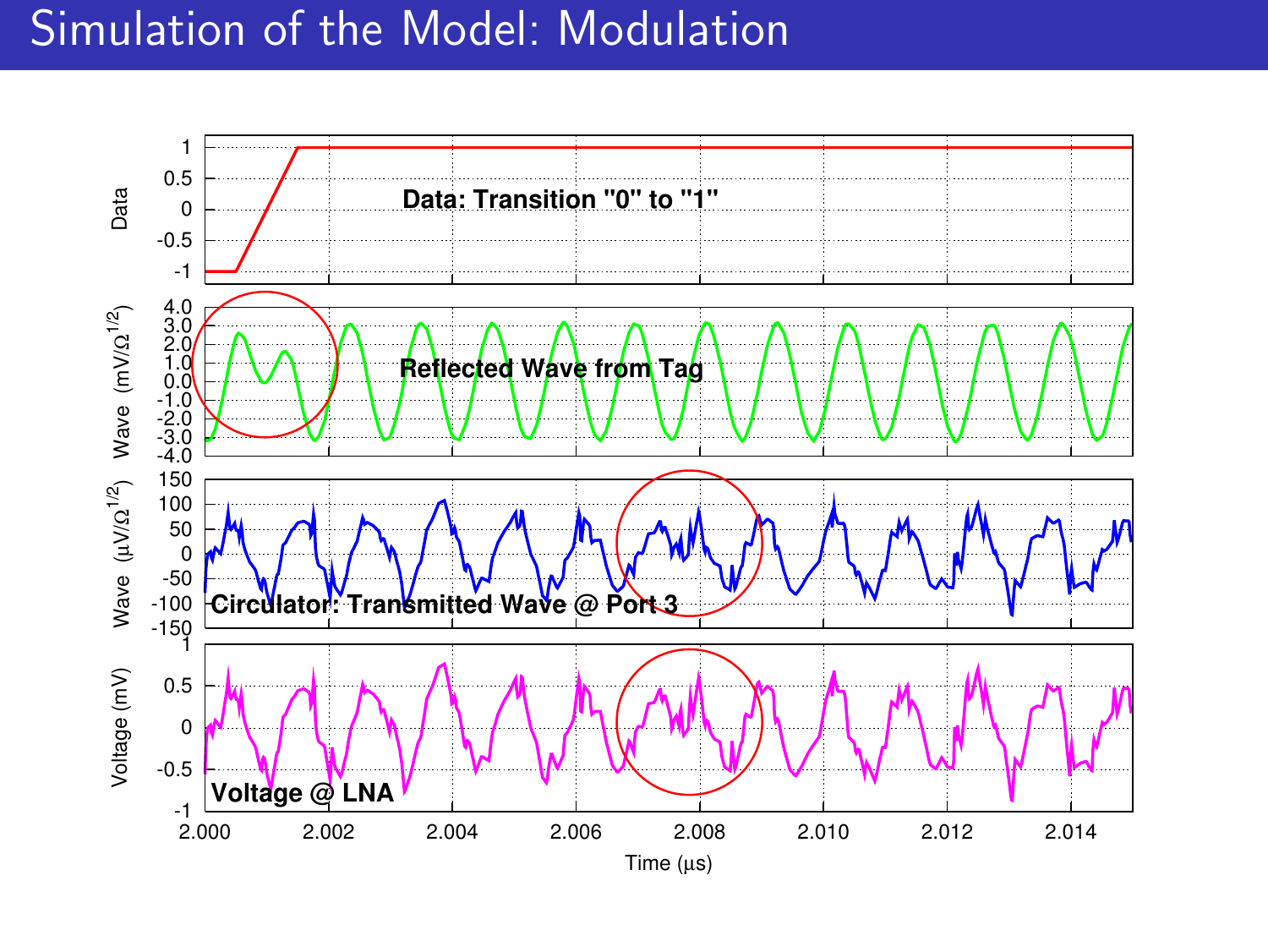# Simulation of the Model: Modulation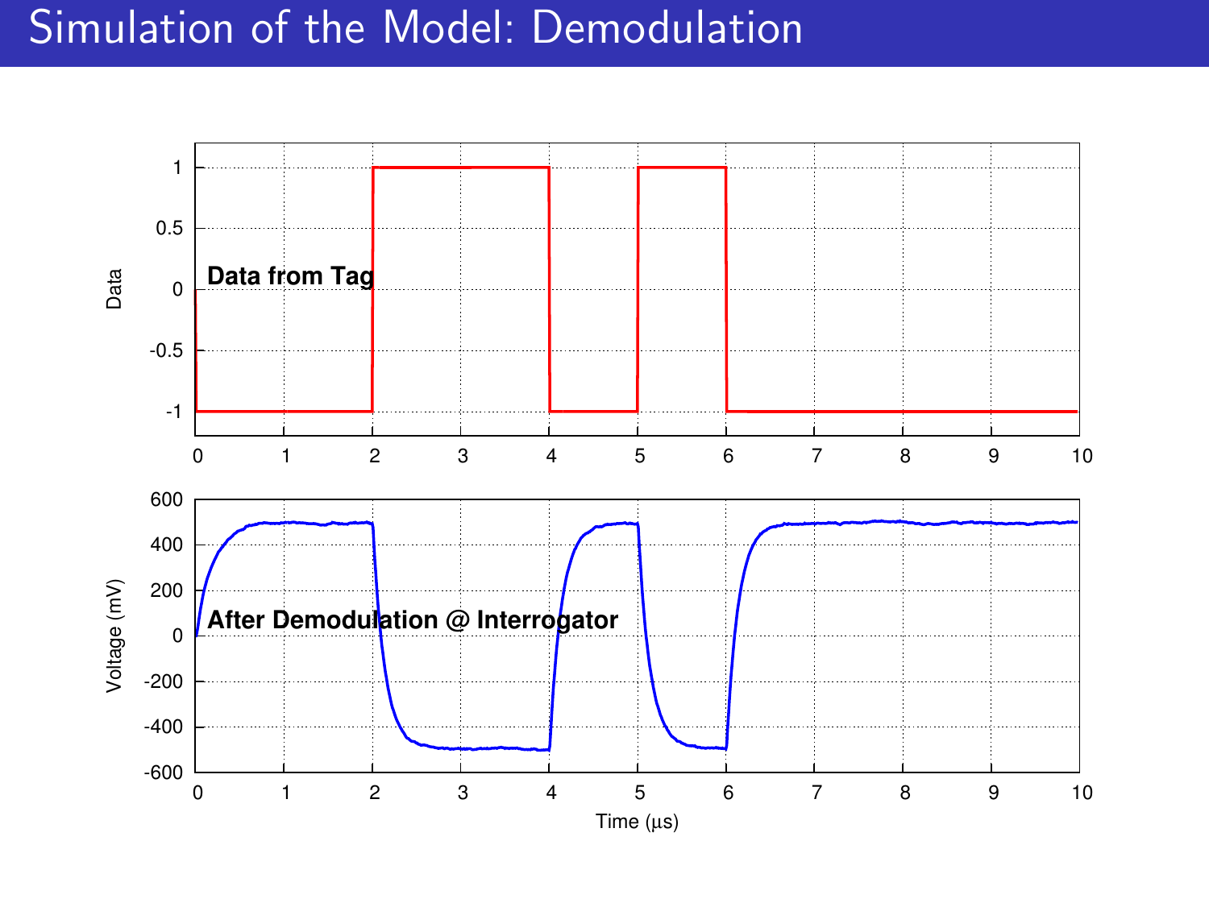# Simulation of the Model: Demodulation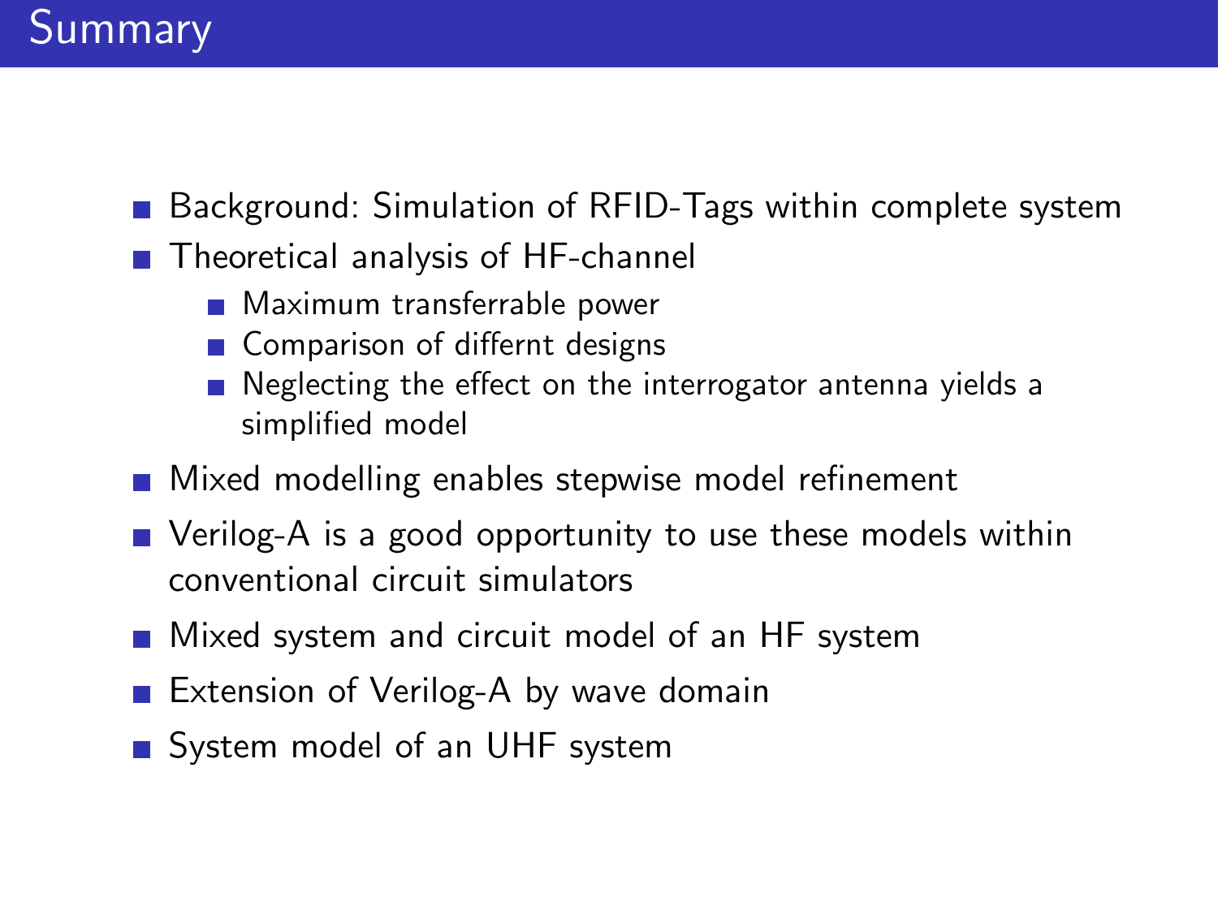# Summary

- Background: Simulation of RFID-Tags within complete system
- Theoretical analysis of HF-channel
  - Maximum transferrable power
  - Comparison of differnt designs
  - Neglecting the effect on the interrogator antenna yields a simplified model
- Mixed modelling enables stepwise model refinement
- Verilog-A is a good opportunity to use these models within conventional circuit simulators
- Mixed system and circuit model of an HF system
- Extension of Verilog-A by wave domain
- System model of an UHF system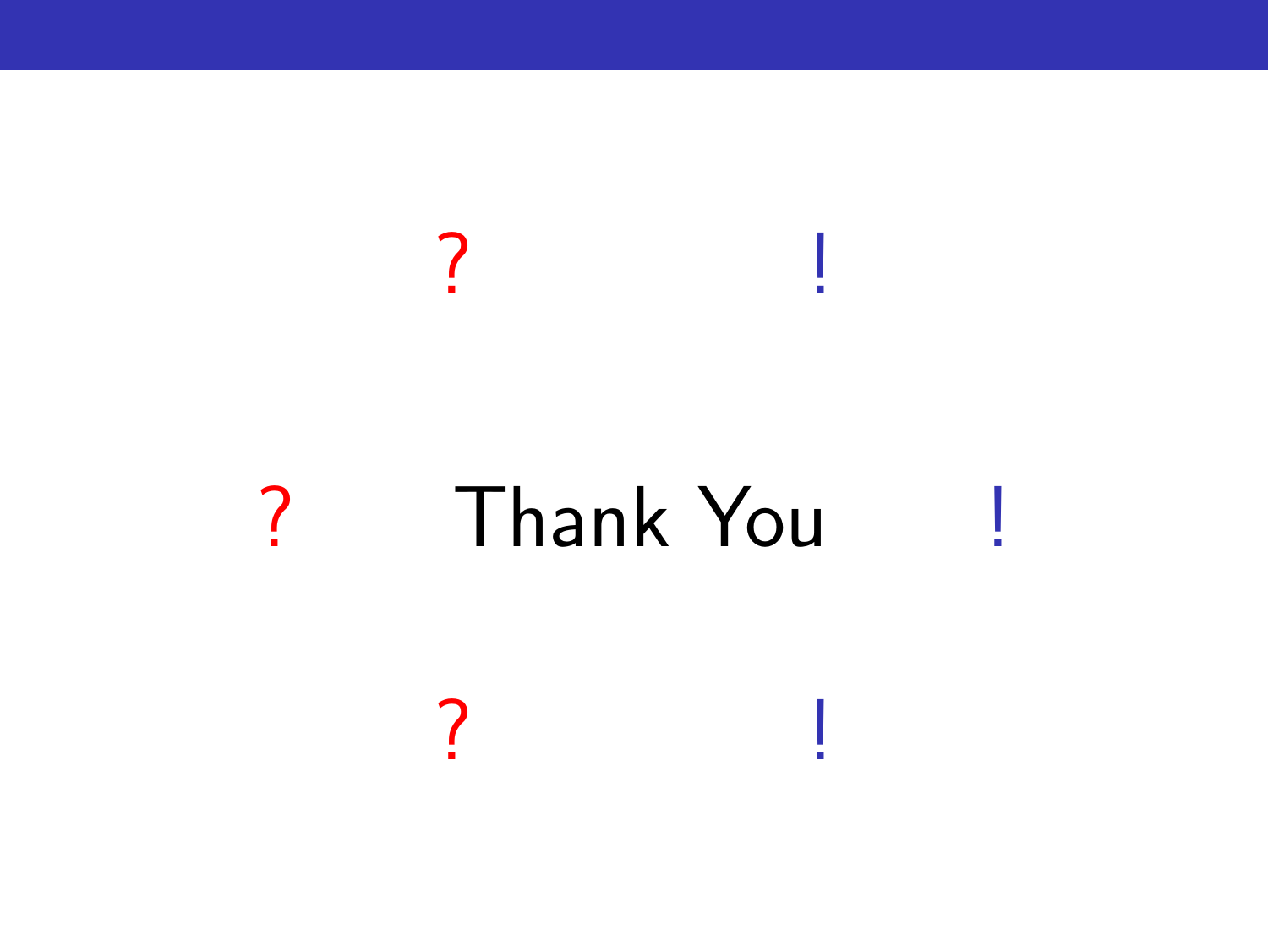?                    !

?        Thank You        !

?                    !